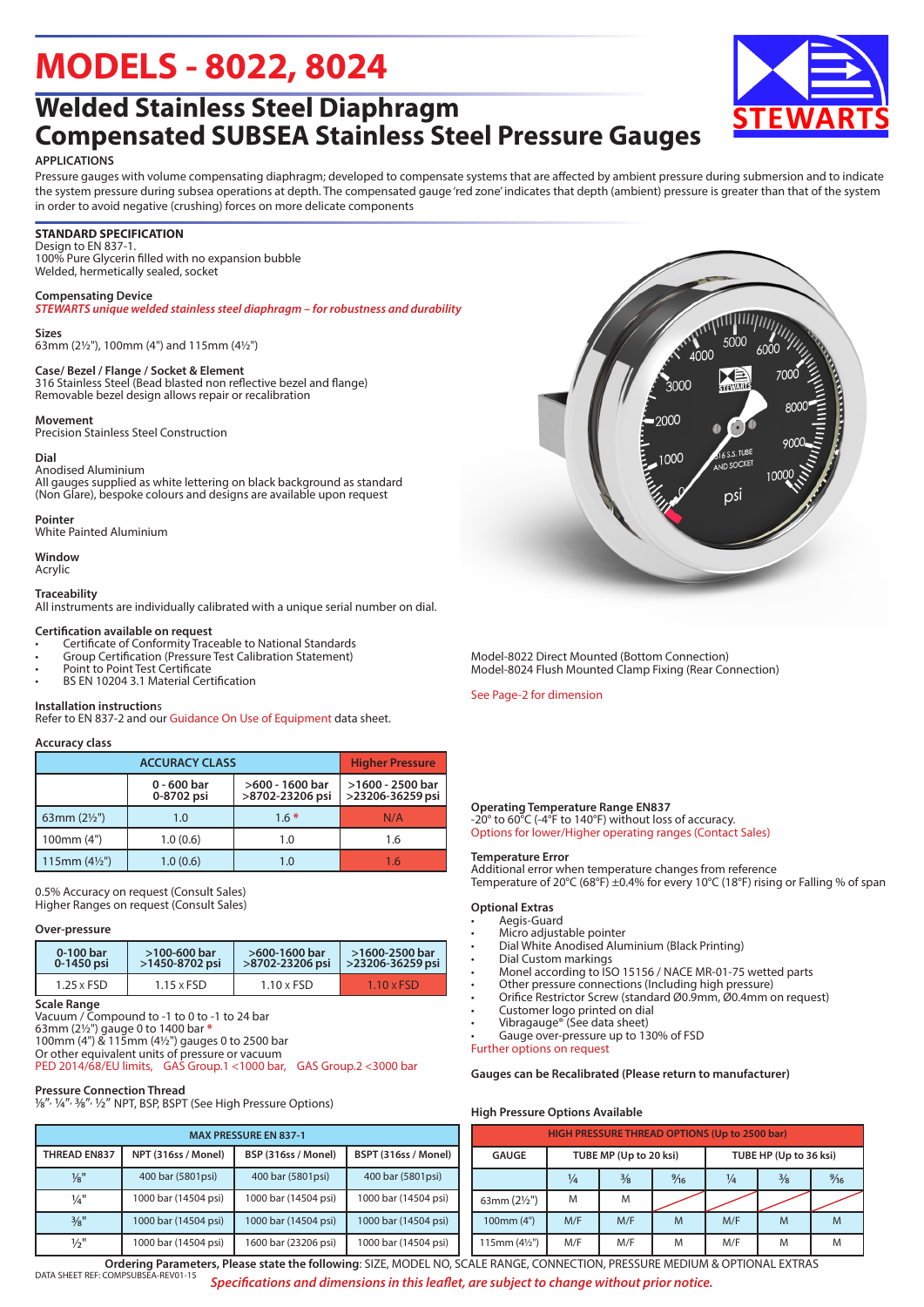# MODELS - 8022, 8024

## Welded Stainless Steel Diaphragm Compensated SUBSEA Stainless Steel Pressure Gauges

STEWARTS

**APPLICATIONS**

Pressure gauges with volume compensating diaphragm; developed to compensate systems that are affected by ambient pressure during submersion and to indicate the system pressure during subsea operations at depth. The compensated gauge 'red zone' indicates that depth (ambient) pressure is greater than that of the system in order to avoid negative (crushing) forces on more delicate components

**STANDARD SPECIFICATION**

Design to EN 837-1.
100% Pure Glycerin filled with no expansion bubble
Welded, hermetically sealed, socket

**Compensating Device**

*STEWARTS unique welded stainless steel diaphragm – for robustness and durability*

**Sizes**

63mm (2½"), 100mm (4") and 115mm (4½")

**Case/ Bezel / Flange / Socket & Element**

316 Stainless Steel (Bead blasted non reflective bezel and flange)
Removable bezel design allows repair or recalibration

**Movement**

Precision Stainless Steel Construction

**Dial**

Anodised Aluminium
All gauges supplied as white lettering on black background as standard (Non Glare), bespoke colours and designs are available upon request

**Pointer**

White Painted Aluminium

**Window**

Acrylic

**Traceability**

All instruments are individually calibrated with a unique serial number on dial.

**Certification available on request**

- Certificate of Conformity Traceable to National Standards
- Group Certification (Pressure Test Calibration Statement)
- Point to Point Test Certificate
- BS EN 10204 3.1 Material Certification

**Installation instructions**

Refer to EN 837-2 and our Guidance On Use of Equipment data sheet.

Model-8022 Direct Mounted (Bottom Connection)
Model-8024 Flush Mounted Clamp Fixing (Rear Connection)

See Page-2 for dimension

**Accuracy class**

| | ACCURACY CLASS | | Higher Pressure |
|---|---|---|---|
| | 0 - 600 bar 0-8702 psi | >600 - 1600 bar >8702-23206 psi | >1600 - 2500 bar >23206-36259 psi |
| 63mm (2½") | 1.0 | 1.6 * | N/A |
| 100mm (4") | 1.0 (0.6) | 1.0 | 1.6 |
| 115mm (4½") | 1.0 (0.6) | 1.0 | 1.6 |

0.5% Accuracy on request (Consult Sales)
Higher Ranges on request (Consult Sales)

**Over-pressure**

| 0-100 bar 0-1450 psi | >100-600 bar >1450-8702 psi | >600-1600 bar >8702-23206 psi | >1600-2500 bar >23206-36259 psi |
|---|---|---|---|
| 1.25 x FSD | 1.15 x FSD | 1.10 x FSD | 1.10 x FSD |

**Scale Range**

Vacuum / Compound to -1 to 0 to -1 to 24 bar
63mm (2½") gauge 0 to 1400 bar *
100mm (4") & 115mm (4½") gauges 0 to 2500 bar
Or other equivalent units of pressure or vacuum
PED 2014/68/EU limits, GAS Group.1 <1000 bar, GAS Group.2 <3000 bar

**Pressure Connection Thread**

⅛", ¼", ⅜", ½" NPT, BSP, BSPT (See High Pressure Options)

| MAX PRESSURE EN 837-1 | | | |
|---|---|---|---|
| THREAD EN837 | NPT (316ss / Monel) | BSP (316ss / Monel) | BSPT (316ss / Monel) |
| ⅛" | 400 bar (5801psi) | 400 bar (5801psi) | 400 bar (5801psi) |
| ¼" | 1000 bar (14504 psi) | 1000 bar (14504 psi) | 1000 bar (14504 psi) |
| ⅜" | 1000 bar (14504 psi) | 1000 bar (14504 psi) | 1000 bar (14504 psi) |
| ½" | 1000 bar (14504 psi) | 1600 bar (23206 psi) | 1000 bar (14504 psi) |

**Operating Temperature Range EN837**

-20° to 60°C (-4°F to 140°F) without loss of accuracy.
Options for lower/Higher operating ranges (Contact Sales)

**Temperature Error**

Additional error when temperature changes from reference Temperature of 20°C (68°F) ±0.4% for every 10°C (18°F) rising or Falling % of span

**Optional Extras**

- Aegis-Guard
- Micro adjustable pointer
- Dial White Anodised Aluminium (Black Printing)
- Dial Custom markings
- Monel according to ISO 15156 / NACE MR-01-75 wetted parts
- Other pressure connections (Including high pressure)
- Orifice Restrictor Screw (standard Ø0.9mm, Ø0.4mm on request)
- Customer logo printed on dial
- Vibragauge® (See data sheet)
- Gauge over-pressure up to 130% of FSD

Further options on request

**Gauges can be Recalibrated (Please return to manufacturer)**

**High Pressure Options Available**

| HIGH PRESSURE THREAD OPTIONS (Up to 2500 bar) | | | | | | |
|---|---|---|---|---|---|---|
| GAUGE | TUBE MP (Up to 20 ksi) | | | TUBE HP (Up to 36 ksi) | | |
| | ¼ | ⅜ | 9/16 | ¼ | ⅜ | 9/16 |
| 63mm (2½") | M | M | | | | |
| 100mm (4") | M/F | M/F | M | M/F | M | M |
| 115mm (4½") | M/F | M/F | M | M/F | M | M |

**Ordering Parameters, Please state the following**: SIZE, MODEL NO, SCALE RANGE, CONNECTION, PRESSURE MEDIUM & OPTIONAL EXTRAS

DATA SHEET REF: COMPSUBSEA-REV01-15

*Specifications and dimensions in this leaflet, are subject to change without prior notice.*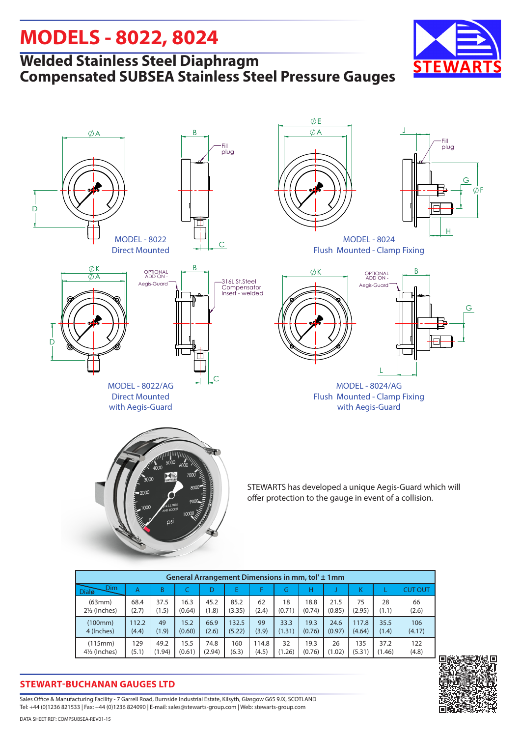# MODELS - 8022, 8024

## Welded Stainless Steel Diaphragm Compensated SUBSEA Stainless Steel Pressure Gauges

STEWARTS

MODEL - 8022
Direct Mounted

MODEL - 8024
Flush Mounted - Clamp Fixing

MODEL - 8022/AG
Direct Mounted
with Aegis-Guard

MODEL - 8024/AG
Flush Mounted - Clamp Fixing
with Aegis-Guard

STEWARTS has developed a unique Aegis-Guard which will offer protection to the gauge in event of a collision.

| General Arrangement Dimensions in mm, tol' ± 1mm | | | | | | | | | | | | |
|---|---|---|---|---|---|---|---|---|---|---|---|---|
| Dialø / Dim | A | B | C | D | E | F | G | H | J | K | L | CUT OUT |
| (63mm) 2½ (Inches) | 68.4 (2.7) | 37.5 (1.5) | 16.3 (0.64) | 45.2 (1.8) | 85.2 (3.35) | 62 (2.4) | 18 (0.71) | 18.8 (0.74) | 21.5 (0.85) | 75 (2.95) | 28 (1.1) | 66 (2.6) |
| (100mm) 4 (Inches) | 112.2 (4.4) | 49 (1.9) | 15.2 (0.60) | 66.9 (2.6) | 132.5 (5.22) | 99 (3.9) | 33.3 (1.31) | 19.3 (0.76) | 24.6 (0.97) | 117.8 (4.64) | 35.5 (1.4) | 106 (4.17) |
| (115mm) 4½ (Inches) | 129 (5.1) | 49.2 (1.94) | 15.5 (0.61) | 74.8 (2.94) | 160 (6.3) | 114.8 (4.5) | 32 (1.26) | 19.3 (0.76) | 26 (1.02) | 135 (5.31) | 37.2 (1.46) | 122 (4.8) |

**STEWART-BUCHANAN GAUGES LTD**

Sales Office & Manufacturing Facility - 7 Garrell Road, Burnside Industrial Estate, Kilsyth, Glasgow G65 9JX, SCOTLAND
Tel: +44 (0)1236 821533 | Fax: +44 (0)1236 824090 | E-mail: sales@stewarts-group.com | Web: stewarts-group.com

DATA SHEET REF: COMPSUBSEA-REV01-15